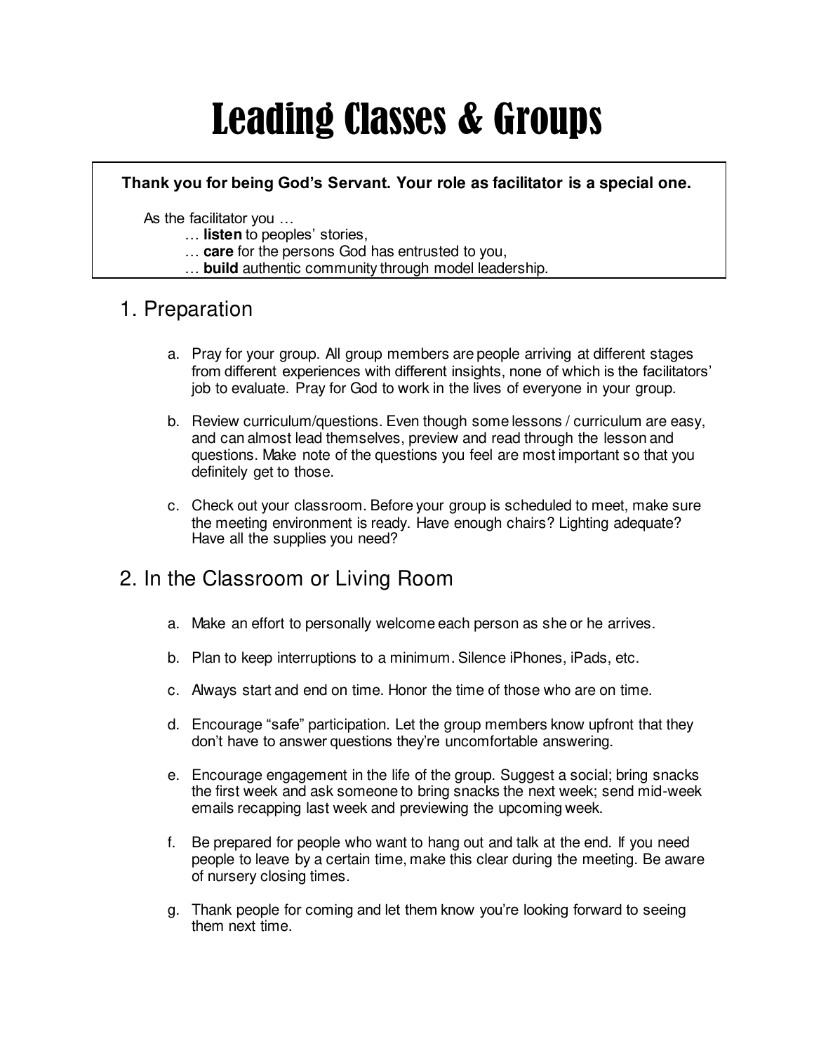# Leading Classes & Groups

**Thank you for being God's Servant. Your role as facilitator is a special one.**

As the facilitator you …
… **listen** to peoples' stories,
… **care** for the persons God has entrusted to you,
… **build** authentic community through model leadership.

## 1. Preparation

a. Pray for your group. All group members are people arriving at different stages from different experiences with different insights, none of which is the facilitators' job to evaluate. Pray for God to work in the lives of everyone in your group.

b. Review curriculum/questions. Even though some lessons / curriculum are easy, and can almost lead themselves, preview and read through the lesson and questions. Make note of the questions you feel are most important so that you definitely get to those.

c. Check out your classroom. Before your group is scheduled to meet, make sure the meeting environment is ready. Have enough chairs? Lighting adequate? Have all the supplies you need?

## 2. In the Classroom or Living Room

a. Make an effort to personally welcome each person as she or he arrives.

b. Plan to keep interruptions to a minimum. Silence iPhones, iPads, etc.

c. Always start and end on time. Honor the time of those who are on time.

d. Encourage "safe" participation. Let the group members know upfront that they don't have to answer questions they're uncomfortable answering.

e. Encourage engagement in the life of the group. Suggest a social; bring snacks the first week and ask someone to bring snacks the next week; send mid-week emails recapping last week and previewing the upcoming week.

f. Be prepared for people who want to hang out and talk at the end. If you need people to leave by a certain time, make this clear during the meeting. Be aware of nursery closing times.

g. Thank people for coming and let them know you're looking forward to seeing them next time.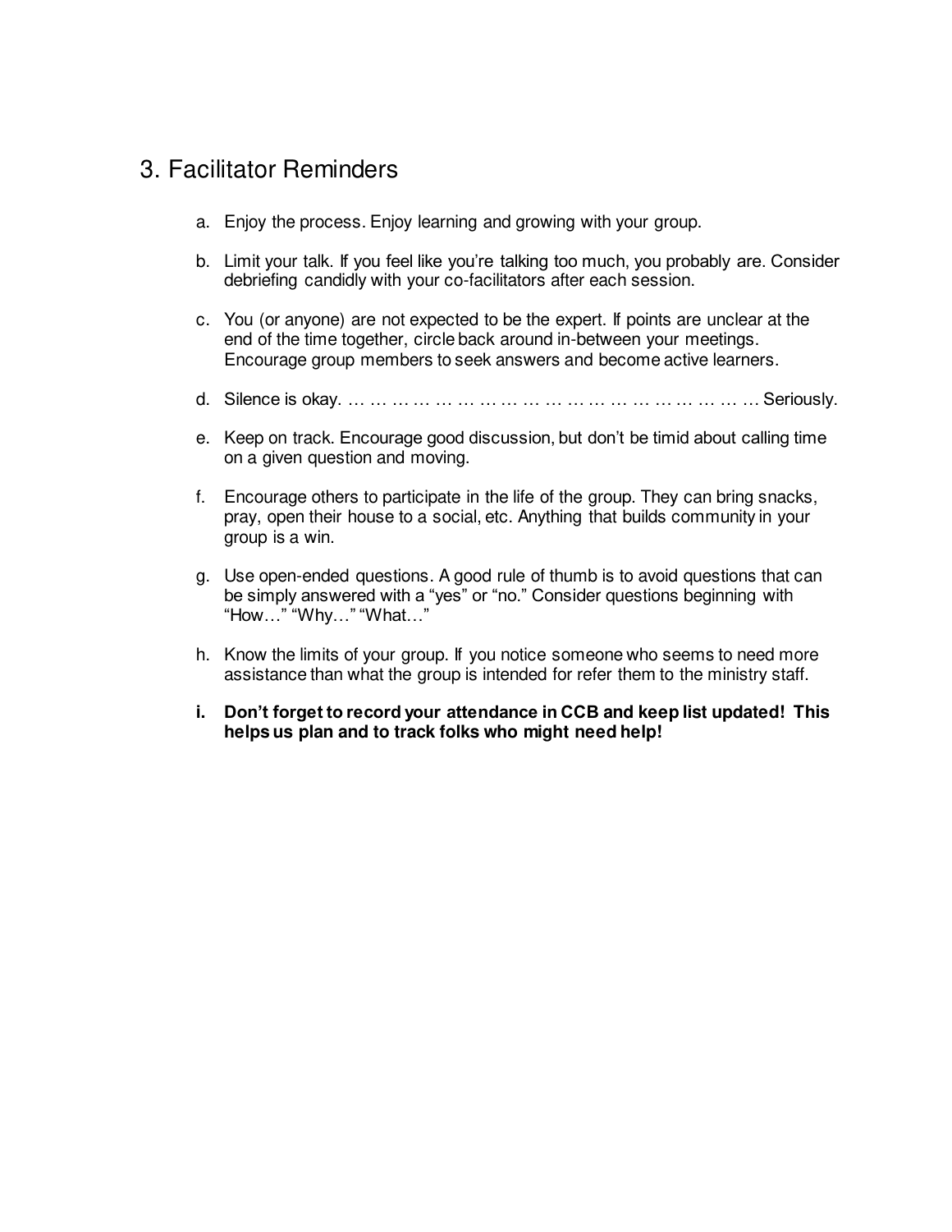## 3. Facilitator Reminders

a. Enjoy the process. Enjoy learning and growing with your group.

b. Limit your talk. If you feel like you're talking too much, you probably are. Consider debriefing candidly with your co-facilitators after each session.

c. You (or anyone) are not expected to be the expert. If points are unclear at the end of the time together, circle back around in-between your meetings. Encourage group members to seek answers and become active learners.

d. Silence is okay. … … … … … … … … … … … … … … … … … … … Seriously.

e. Keep on track. Encourage good discussion, but don't be timid about calling time on a given question and moving.

f. Encourage others to participate in the life of the group. They can bring snacks, pray, open their house to a social, etc. Anything that builds community in your group is a win.

g. Use open-ended questions. A good rule of thumb is to avoid questions that can be simply answered with a "yes" or "no." Consider questions beginning with "How…" "Why…" "What…"

h. Know the limits of your group. If you notice someone who seems to need more assistance than what the group is intended for refer them to the ministry staff.

**i. Don't forget to record your attendance in CCB and keep list updated! This helps us plan and to track folks who might need help!**